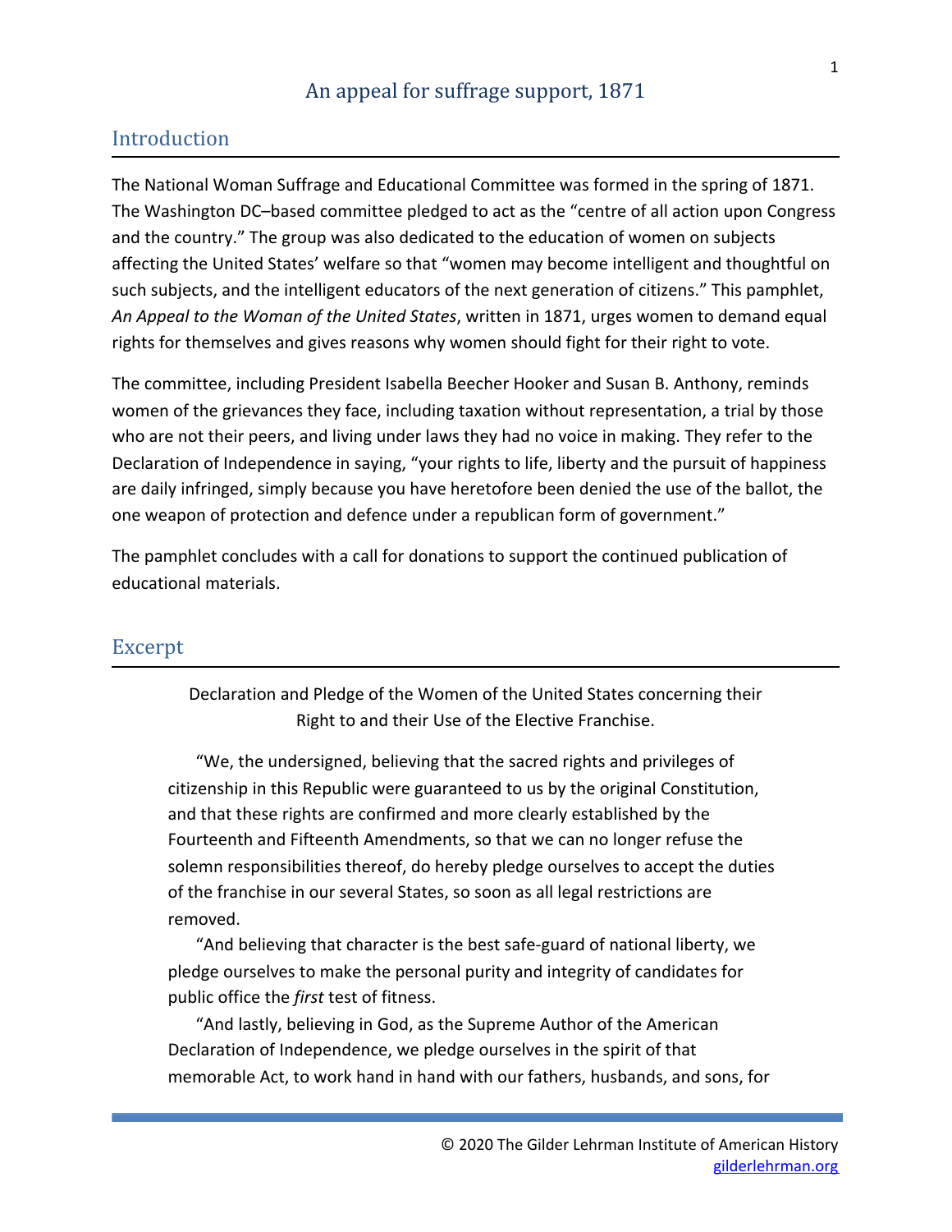# An appeal for suffrage support, 1871

## Introduction

The National Woman Suffrage and Educational Committee was formed in the spring of 1871. The Washington DC–based committee pledged to act as the "centre of all action upon Congress and the country." The group was also dedicated to the education of women on subjects affecting the United States' welfare so that "women may become intelligent and thoughtful on such subjects, and the intelligent educators of the next generation of citizens." This pamphlet, *An Appeal to the Woman of the United States*, written in 1871, urges women to demand equal rights for themselves and gives reasons why women should fight for their right to vote.

The committee, including President Isabella Beecher Hooker and Susan B. Anthony, reminds women of the grievances they face, including taxation without representation, a trial by those who are not their peers, and living under laws they had no voice in making. They refer to the Declaration of Independence in saying, "your rights to life, liberty and the pursuit of happiness are daily infringed, simply because you have heretofore been denied the use of the ballot, the one weapon of protection and defence under a republican form of government."

The pamphlet concludes with a call for donations to support the continued publication of educational materials.

## Excerpt

Declaration and Pledge of the Women of the United States concerning their Right to and their Use of the Elective Franchise.

"We, the undersigned, believing that the sacred rights and privileges of citizenship in this Republic were guaranteed to us by the original Constitution, and that these rights are confirmed and more clearly established by the Fourteenth and Fifteenth Amendments, so that we can no longer refuse the solemn responsibilities thereof, do hereby pledge ourselves to accept the duties of the franchise in our several States, so soon as all legal restrictions are removed.

"And believing that character is the best safe-guard of national liberty, we pledge ourselves to make the personal purity and integrity of candidates for public office the *first* test of fitness.

"And lastly, believing in God, as the Supreme Author of the American Declaration of Independence, we pledge ourselves in the spirit of that memorable Act, to work hand in hand with our fathers, husbands, and sons, for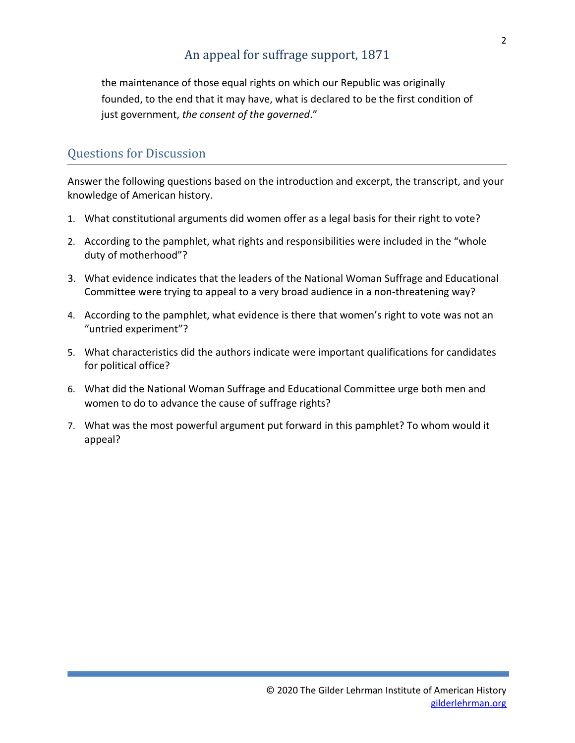the maintenance of those equal rights on which our Republic was originally founded, to the end that it may have, what is declared to be the first condition of just government, *the consent of the governed*."

## Questions for Discussion

Answer the following questions based on the introduction and excerpt, the transcript, and your knowledge of American history.

1. What constitutional arguments did women offer as a legal basis for their right to vote?
2. According to the pamphlet, what rights and responsibilities were included in the "whole duty of motherhood"?
3. What evidence indicates that the leaders of the National Woman Suffrage and Educational Committee were trying to appeal to a very broad audience in a non-threatening way?
4. According to the pamphlet, what evidence is there that women's right to vote was not an "untried experiment"?
5. What characteristics did the authors indicate were important qualifications for candidates for political office?
6. What did the National Woman Suffrage and Educational Committee urge both men and women to do to advance the cause of suffrage rights?
7. What was the most powerful argument put forward in this pamphlet? To whom would it appeal?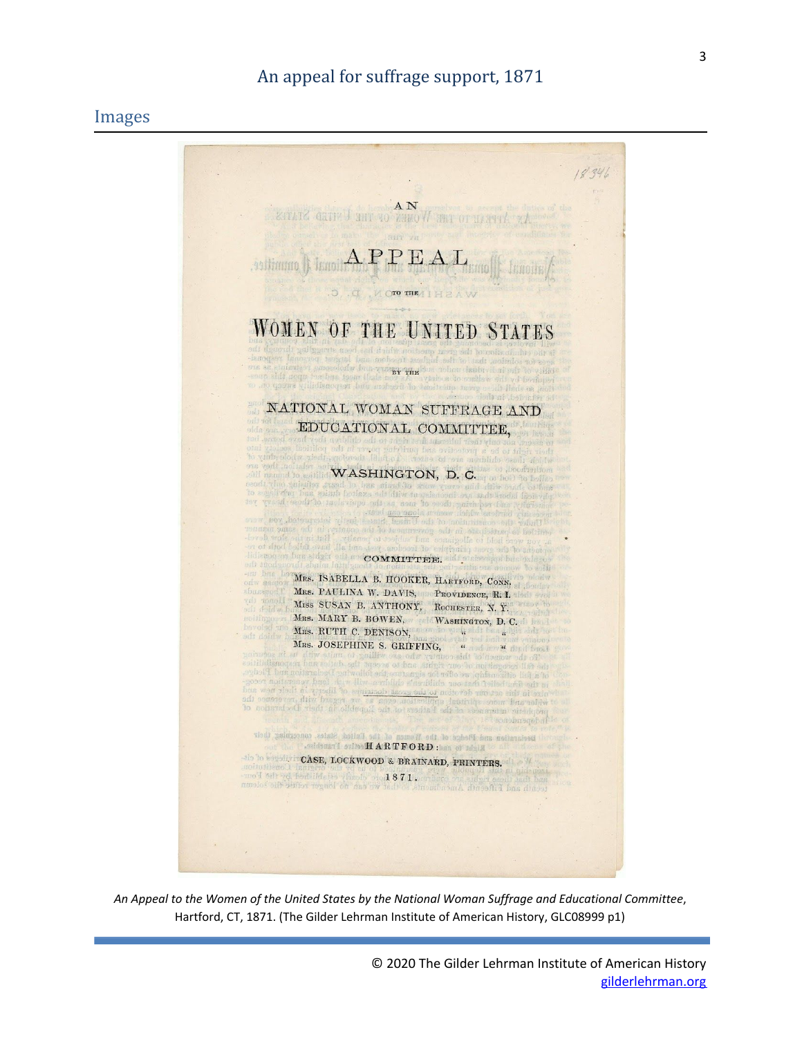## Images

AN

APPEAL

TO THE

WOMEN OF THE UNITED STATES

BY THE

NATIONAL WOMAN SUFFRAGE AND EDUCATIONAL COMMITTEE,

WASHINGTON, D. C.

COMMITTEE.

MRS. ISABELLA B. HOOKER, HARTFORD, CONN.
MRS. PAULINA W. DAVIS, PROVIDENCE, R. I.
MISS SUSAN B. ANTHONY, ROCHESTER, N. Y.
MRS. MARY B. BOWEN, WASHINGTON, D. C.
MRS. RUTH C. DENISON, " "
MRS. JOSEPHINE S. GRIFFING, " "

HARTFORD:
CASE, LOCKWOOD & BRAINARD, PRINTERS.
1871.

*An Appeal to the Women of the United States by the National Woman Suffrage and Educational Committee*, Hartford, CT, 1871. (The Gilder Lehrman Institute of American History, GLC08999 p1)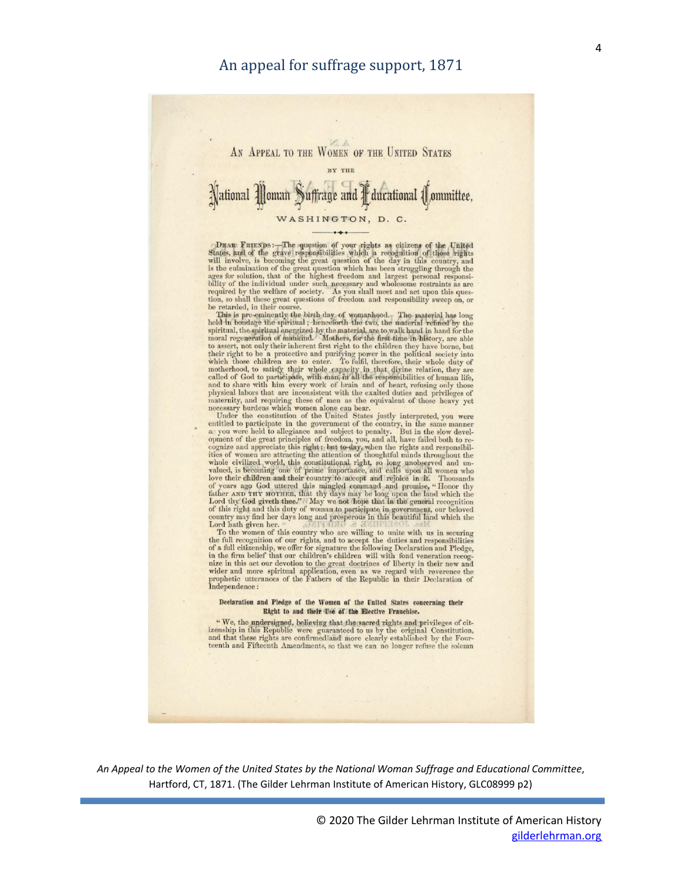# An appeal for suffrage support, 1871

## An Appeal to the Women of the United States

BY THE

## National Woman Suffrage and Educational Committee,

WASHINGTON, D. C.

DEAR FRIENDS:—The question of your rights as citizens of the United States, and of the grave responsibilities which a recognition of those rights will involve, is becoming the great question of the day in this country, and is the culmination of the great question which has been struggling through the ages for solution, that of the highest freedom and largest personal responsibility of the individual under such necessary and wholesome restraints as are required by the welfare of society. As you shall meet and act upon this question, so shall these great questions of freedom and responsibility sweep on, or be retarded, in their course.

This is pre-eminently the birth day of womanhood. The material has long held in bondage the spiritual; henceforth the two, the material refined by the spiritual, the spiritual energized by the material, are to walk hand in hand for the moral regeneration of mankind. Mothers, for the first time in history, are able to assert, not only their inherent first right to the children they have borne, but their right to be a protective and purifying power in the political society into which those children are to enter. To fulfil, therefore, their whole duty of motherhood, to satisfy their whole capacity in that divine relation, they are called of God to participate, with man, in all the responsibilities of human life, and to share with him every work of brain and of heart, refusing only those physical labors that are inconsistent with the exalted duties and privileges of maternity, and requiring these of men as the equivalent of those heavy yet necessary burdens which women alone can bear.

Under the constitution of the United States justly interpreted, you were entitled to participate in the government of the country, in the same manner as you were held to allegiance and subject to penalty. But in the slow development of the great principles of freedom, you, and all, have failed both to recognize and appreciate this right; but to-day, when the rights and responsibilities of women are attracting the attention of thoughtful minds throughout the whole civilized world, this constitutional right, so long unobserved and unvalued, is becoming one of prime importance, and calls upon all women who love their children and their country to accept and rejoice in it. Thousands of years ago God uttered this mingled command and promise, "Honor thy father AND THY MOTHER, that thy days may be long upon the land which the Lord thy God giveth thee." May we not hope that in the general recognition of this right and this duty of woman to participate in government, our beloved country may find her days long and prosperous in this beautiful land which the Lord hath given her.

To the women of this country who are willing to unite with us in securing the full recognition of our rights, and to accept the duties and responsibilities of a full citizenship, we offer for signature the following Declaration and Pledge, in the firm belief that our children's children will with fond veneration recognize in this act our devotion to the great doctrines of liberty in their new and wider and more spiritual application, even as we regard with reverence the prophetic utterances of the Fathers of the Republic in their Declaration of Independence:

**Declaration and Pledge of the Women of the United States concerning their Right to and their Use of the Elective Franchise.**

"We, the undersigned, believing that the sacred rights and privileges of citizenship in this Republic were guaranteed to us by the original Constitution, and that these rights are confirmed and more clearly established by the Fourteenth and Fifteenth Amendments, so that we can no longer refuse the solemn

*An Appeal to the Women of the United States by the National Woman Suffrage and Educational Committee*, Hartford, CT, 1871. (The Gilder Lehrman Institute of American History, GLC08999 p2)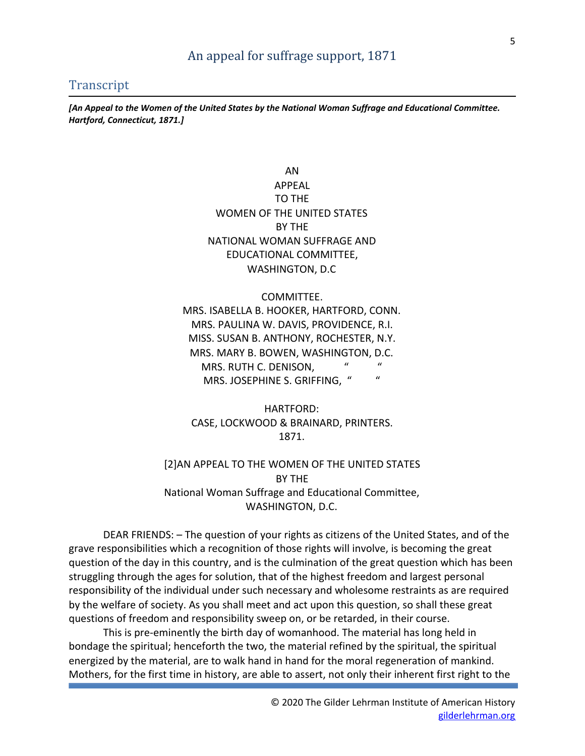## An appeal for suffrage support, 1871

### Transcript

***[An Appeal to the Women of the United States by the National Woman Suffrage and Educational Committee. Hartford, Connecticut, 1871.]***

AN
APPEAL
TO THE
WOMEN OF THE UNITED STATES
BY THE
NATIONAL WOMAN SUFFRAGE AND
EDUCATIONAL COMMITTEE,
WASHINGTON, D.C

COMMITTEE.
MRS. ISABELLA B. HOOKER, HARTFORD, CONN.
MRS. PAULINA W. DAVIS, PROVIDENCE, R.I.
MISS. SUSAN B. ANTHONY, ROCHESTER, N.Y.
MRS. MARY B. BOWEN, WASHINGTON, D.C.
MRS. RUTH C. DENISON, " "
MRS. JOSEPHINE S. GRIFFING, " "

HARTFORD:
CASE, LOCKWOOD & BRAINARD, PRINTERS.
1871.

[2]AN APPEAL TO THE WOMEN OF THE UNITED STATES
BY THE
National Woman Suffrage and Educational Committee,
WASHINGTON, D.C.

DEAR FRIENDS: – The question of your rights as citizens of the United States, and of the grave responsibilities which a recognition of those rights will involve, is becoming the great question of the day in this country, and is the culmination of the great question which has been struggling through the ages for solution, that of the highest freedom and largest personal responsibility of the individual under such necessary and wholesome restraints as are required by the welfare of society. As you shall meet and act upon this question, so shall these great questions of freedom and responsibility sweep on, or be retarded, in their course.

This is pre-eminently the birth day of womanhood. The material has long held in bondage the spiritual; henceforth the two, the material refined by the spiritual, the spiritual energized by the material, are to walk hand in hand for the moral regeneration of mankind. Mothers, for the first time in history, are able to assert, not only their inherent first right to the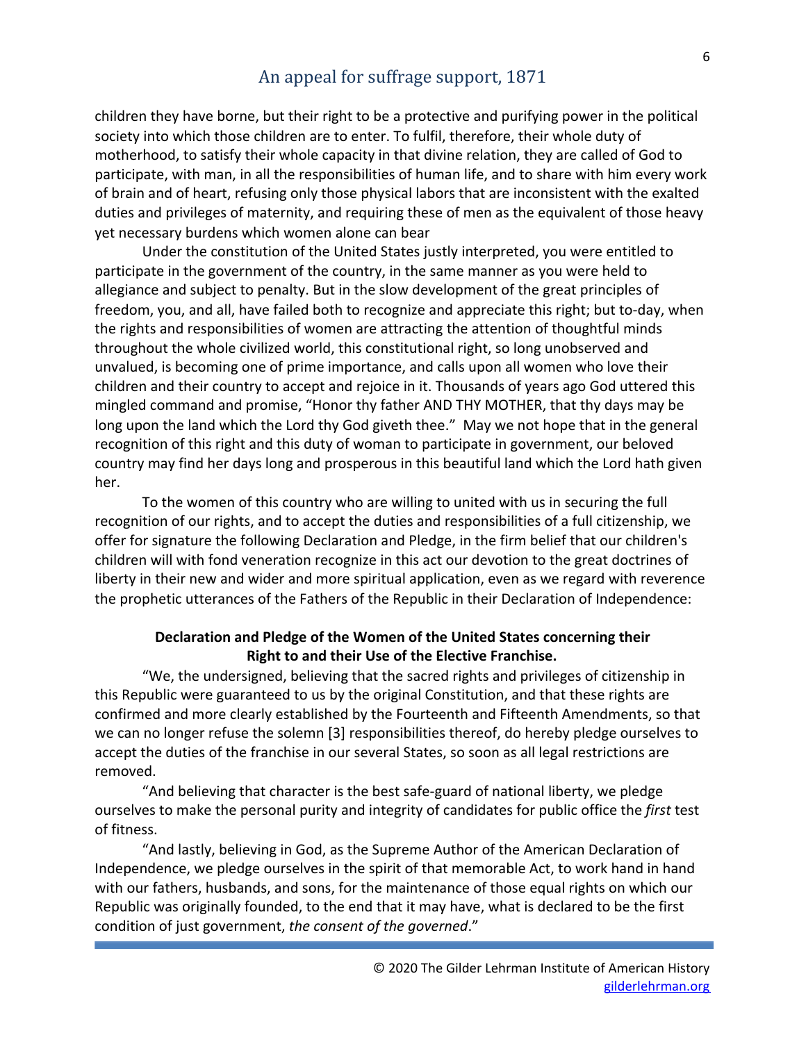children they have borne, but their right to be a protective and purifying power in the political society into which those children are to enter. To fulfil, therefore, their whole duty of motherhood, to satisfy their whole capacity in that divine relation, they are called of God to participate, with man, in all the responsibilities of human life, and to share with him every work of brain and of heart, refusing only those physical labors that are inconsistent with the exalted duties and privileges of maternity, and requiring these of men as the equivalent of those heavy yet necessary burdens which women alone can bear

Under the constitution of the United States justly interpreted, you were entitled to participate in the government of the country, in the same manner as you were held to allegiance and subject to penalty. But in the slow development of the great principles of freedom, you, and all, have failed both to recognize and appreciate this right; but to-day, when the rights and responsibilities of women are attracting the attention of thoughtful minds throughout the whole civilized world, this constitutional right, so long unobserved and unvalued, is becoming one of prime importance, and calls upon all women who love their children and their country to accept and rejoice in it. Thousands of years ago God uttered this mingled command and promise, "Honor thy father AND THY MOTHER, that thy days may be long upon the land which the Lord thy God giveth thee." May we not hope that in the general recognition of this right and this duty of woman to participate in government, our beloved country may find her days long and prosperous in this beautiful land which the Lord hath given her.

To the women of this country who are willing to united with us in securing the full recognition of our rights, and to accept the duties and responsibilities of a full citizenship, we offer for signature the following Declaration and Pledge, in the firm belief that our children's children will with fond veneration recognize in this act our devotion to the great doctrines of liberty in their new and wider and more spiritual application, even as we regard with reverence the prophetic utterances of the Fathers of the Republic in their Declaration of Independence:

**Declaration and Pledge of the Women of the United States concerning their Right to and their Use of the Elective Franchise.**

"We, the undersigned, believing that the sacred rights and privileges of citizenship in this Republic were guaranteed to us by the original Constitution, and that these rights are confirmed and more clearly established by the Fourteenth and Fifteenth Amendments, so that we can no longer refuse the solemn [3] responsibilities thereof, do hereby pledge ourselves to accept the duties of the franchise in our several States, so soon as all legal restrictions are removed.

"And believing that character is the best safe-guard of national liberty, we pledge ourselves to make the personal purity and integrity of candidates for public office the *first* test of fitness.

"And lastly, believing in God, as the Supreme Author of the American Declaration of Independence, we pledge ourselves in the spirit of that memorable Act, to work hand in hand with our fathers, husbands, and sons, for the maintenance of those equal rights on which our Republic was originally founded, to the end that it may have, what is declared to be the first condition of just government, *the consent of the governed*."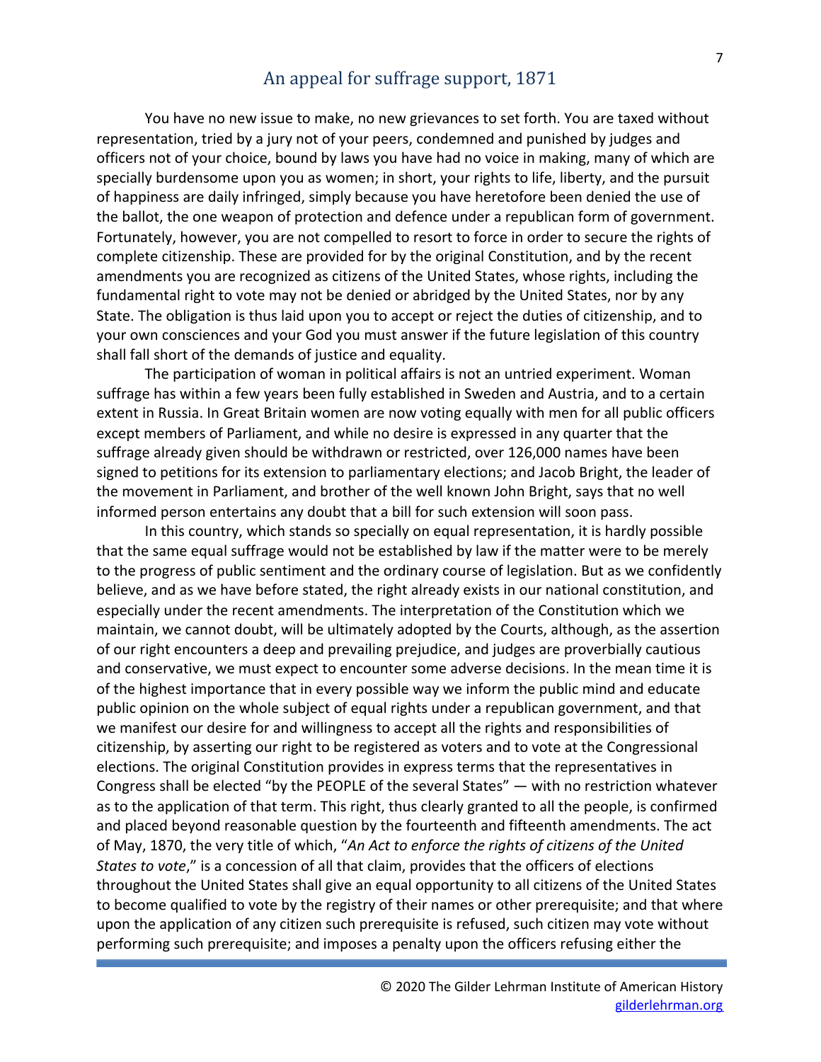## An appeal for suffrage support, 1871

You have no new issue to make, no new grievances to set forth. You are taxed without representation, tried by a jury not of your peers, condemned and punished by judges and officers not of your choice, bound by laws you have had no voice in making, many of which are specially burdensome upon you as women; in short, your rights to life, liberty, and the pursuit of happiness are daily infringed, simply because you have heretofore been denied the use of the ballot, the one weapon of protection and defence under a republican form of government. Fortunately, however, you are not compelled to resort to force in order to secure the rights of complete citizenship. These are provided for by the original Constitution, and by the recent amendments you are recognized as citizens of the United States, whose rights, including the fundamental right to vote may not be denied or abridged by the United States, nor by any State. The obligation is thus laid upon you to accept or reject the duties of citizenship, and to your own consciences and your God you must answer if the future legislation of this country shall fall short of the demands of justice and equality.

The participation of woman in political affairs is not an untried experiment. Woman suffrage has within a few years been fully established in Sweden and Austria, and to a certain extent in Russia. In Great Britain women are now voting equally with men for all public officers except members of Parliament, and while no desire is expressed in any quarter that the suffrage already given should be withdrawn or restricted, over 126,000 names have been signed to petitions for its extension to parliamentary elections; and Jacob Bright, the leader of the movement in Parliament, and brother of the well known John Bright, says that no well informed person entertains any doubt that a bill for such extension will soon pass.

In this country, which stands so specially on equal representation, it is hardly possible that the same equal suffrage would not be established by law if the matter were to be merely to the progress of public sentiment and the ordinary course of legislation. But as we confidently believe, and as we have before stated, the right already exists in our national constitution, and especially under the recent amendments. The interpretation of the Constitution which we maintain, we cannot doubt, will be ultimately adopted by the Courts, although, as the assertion of our right encounters a deep and prevailing prejudice, and judges are proverbially cautious and conservative, we must expect to encounter some adverse decisions. In the mean time it is of the highest importance that in every possible way we inform the public mind and educate public opinion on the whole subject of equal rights under a republican government, and that we manifest our desire for and willingness to accept all the rights and responsibilities of citizenship, by asserting our right to be registered as voters and to vote at the Congressional elections. The original Constitution provides in express terms that the representatives in Congress shall be elected "by the PEOPLE of the several States" — with no restriction whatever as to the application of that term. This right, thus clearly granted to all the people, is confirmed and placed beyond reasonable question by the fourteenth and fifteenth amendments. The act of May, 1870, the very title of which, "*An Act to enforce the rights of citizens of the United States to vote*," is a concession of all that claim, provides that the officers of elections throughout the United States shall give an equal opportunity to all citizens of the United States to become qualified to vote by the registry of their names or other prerequisite; and that where upon the application of any citizen such prerequisite is refused, such citizen may vote without performing such prerequisite; and imposes a penalty upon the officers refusing either the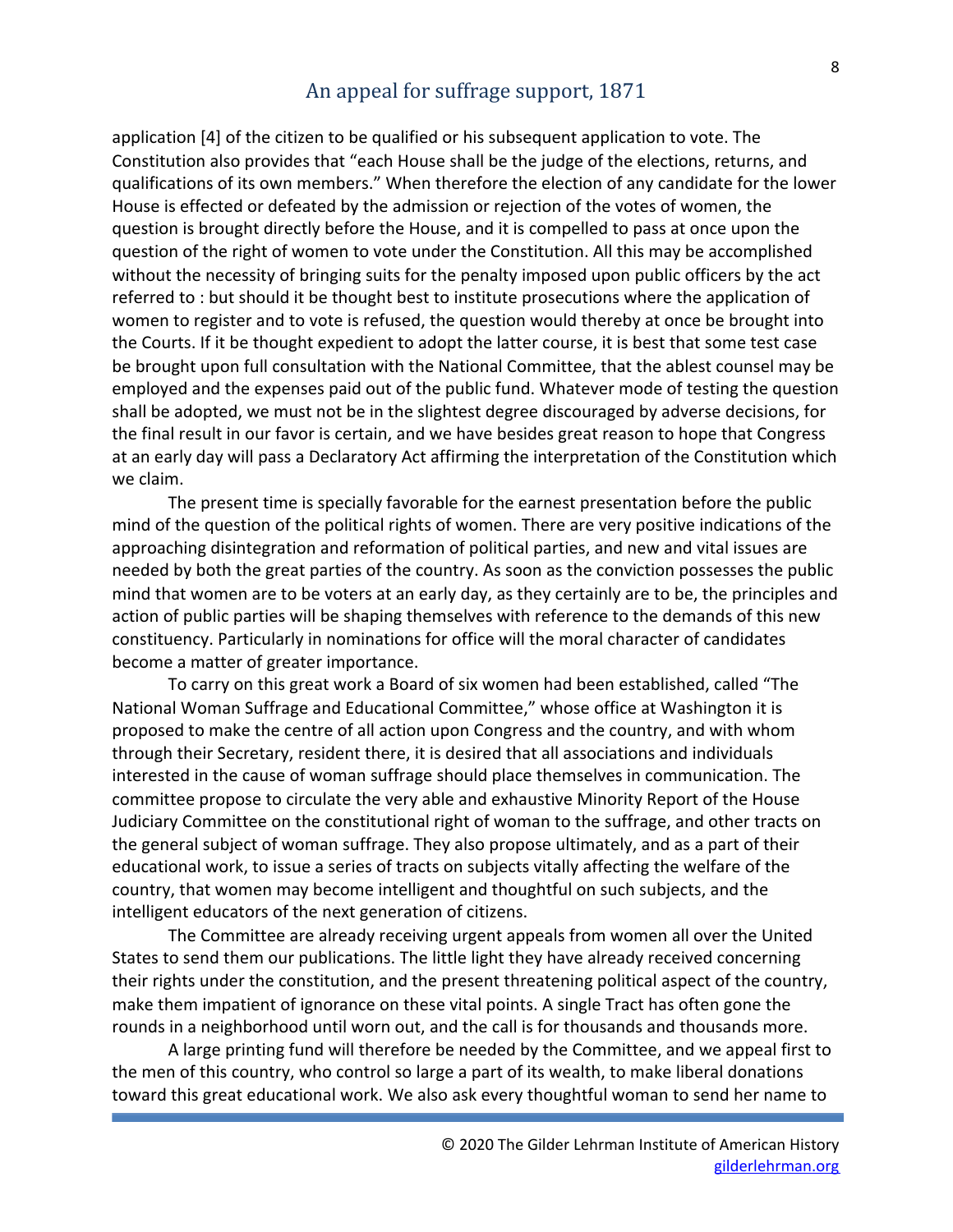application [4] of the citizen to be qualified or his subsequent application to vote. The Constitution also provides that "each House shall be the judge of the elections, returns, and qualifications of its own members." When therefore the election of any candidate for the lower House is effected or defeated by the admission or rejection of the votes of women, the question is brought directly before the House, and it is compelled to pass at once upon the question of the right of women to vote under the Constitution. All this may be accomplished without the necessity of bringing suits for the penalty imposed upon public officers by the act referred to : but should it be thought best to institute prosecutions where the application of women to register and to vote is refused, the question would thereby at once be brought into the Courts. If it be thought expedient to adopt the latter course, it is best that some test case be brought upon full consultation with the National Committee, that the ablest counsel may be employed and the expenses paid out of the public fund. Whatever mode of testing the question shall be adopted, we must not be in the slightest degree discouraged by adverse decisions, for the final result in our favor is certain, and we have besides great reason to hope that Congress at an early day will pass a Declaratory Act affirming the interpretation of the Constitution which we claim.

The present time is specially favorable for the earnest presentation before the public mind of the question of the political rights of women. There are very positive indications of the approaching disintegration and reformation of political parties, and new and vital issues are needed by both the great parties of the country. As soon as the conviction possesses the public mind that women are to be voters at an early day, as they certainly are to be, the principles and action of public parties will be shaping themselves with reference to the demands of this new constituency. Particularly in nominations for office will the moral character of candidates become a matter of greater importance.

To carry on this great work a Board of six women had been established, called "The National Woman Suffrage and Educational Committee," whose office at Washington it is proposed to make the centre of all action upon Congress and the country, and with whom through their Secretary, resident there, it is desired that all associations and individuals interested in the cause of woman suffrage should place themselves in communication. The committee propose to circulate the very able and exhaustive Minority Report of the House Judiciary Committee on the constitutional right of woman to the suffrage, and other tracts on the general subject of woman suffrage. They also propose ultimately, and as a part of their educational work, to issue a series of tracts on subjects vitally affecting the welfare of the country, that women may become intelligent and thoughtful on such subjects, and the intelligent educators of the next generation of citizens.

The Committee are already receiving urgent appeals from women all over the United States to send them our publications. The little light they have already received concerning their rights under the constitution, and the present threatening political aspect of the country, make them impatient of ignorance on these vital points. A single Tract has often gone the rounds in a neighborhood until worn out, and the call is for thousands and thousands more.

A large printing fund will therefore be needed by the Committee, and we appeal first to the men of this country, who control so large a part of its wealth, to make liberal donations toward this great educational work. We also ask every thoughtful woman to send her name to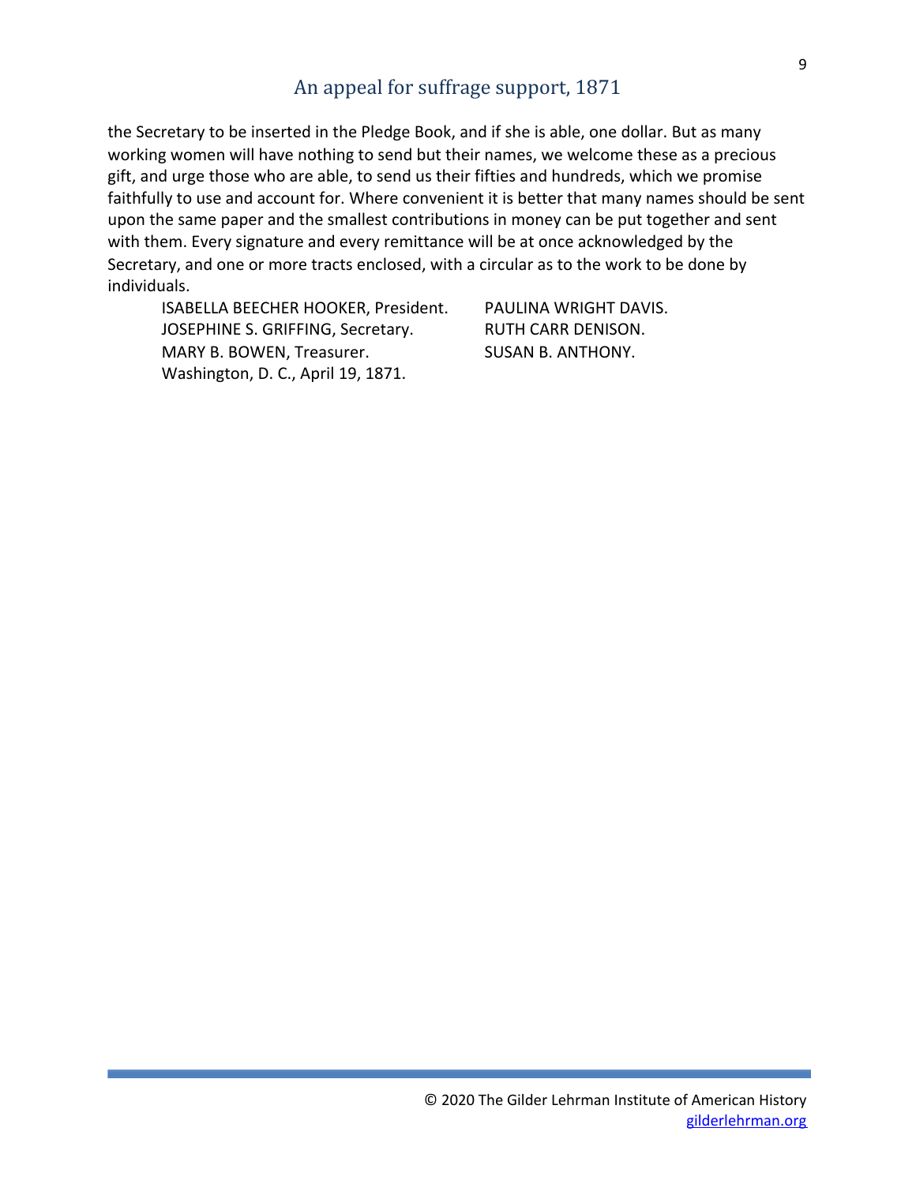the Secretary to be inserted in the Pledge Book, and if she is able, one dollar. But as many working women will have nothing to send but their names, we welcome these as a precious gift, and urge those who are able, to send us their fifties and hundreds, which we promise faithfully to use and account for. Where convenient it is better that many names should be sent upon the same paper and the smallest contributions in money can be put together and sent with them. Every signature and every remittance will be at once acknowledged by the Secretary, and one or more tracts enclosed, with a circular as to the work to be done by individuals.

ISABELLA BEECHER HOOKER, President.  
JOSEPHINE S. GRIFFING, Secretary.  
MARY B. BOWEN, Treasurer.  
Washington, D. C., April 19, 1871.

PAULINA WRIGHT DAVIS.  
RUTH CARR DENISON.  
SUSAN B. ANTHONY.